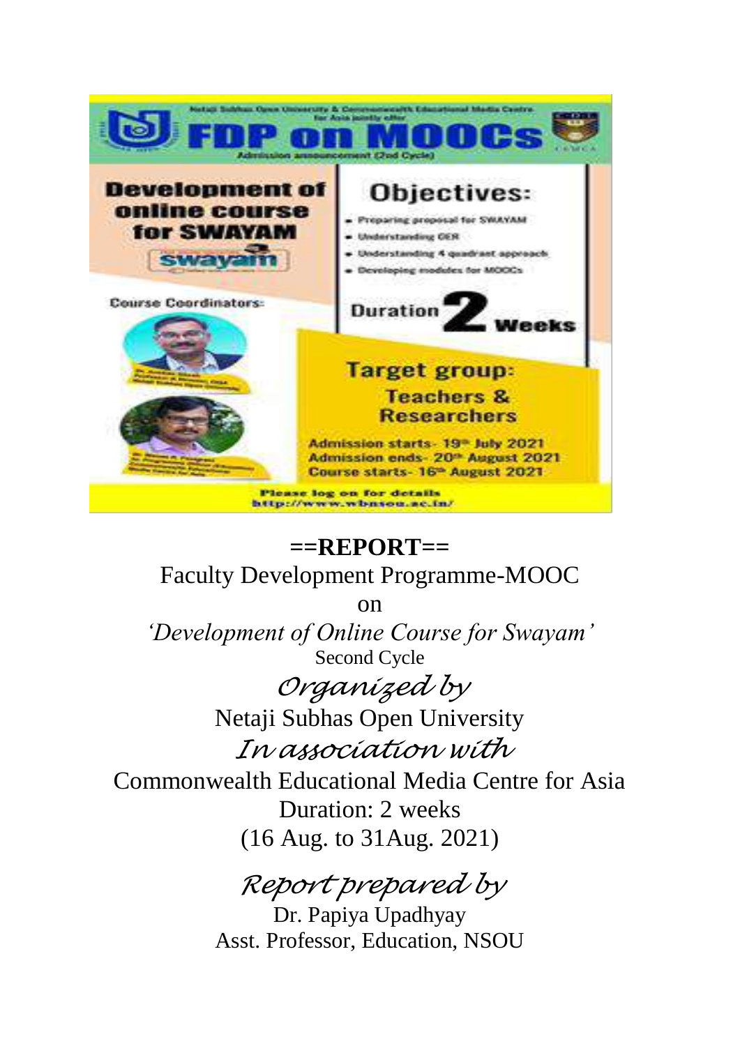Netaji Subhas Open University & Commonwealth Educational Media Centre for Asia jointly offer

# FDP on MOOCs

Admission announcement (2nd Cycle)

**Development of online course for SWAYAM**

**Objectives:**

- Preparing proposal for SWAYAM
- Understanding OER
- Understanding 4 quadrant approach
- Developing modules for MOOCs

**Duration 2 Weeks**

Course Coordinators:

**Target group: Teachers & Researchers**

Admission starts- 19th July 2021
Admission ends- 20th August 2021
Course starts- 16th August 2021

Please log on for details http://www.wbnsou.ac.in/

**==REPORT==**

Faculty Development Programme-MOOC

on

*'Development of Online Course for Swayam'*

Second Cycle

*Organized by*

Netaji Subhas Open University

*In association with*

Commonwealth Educational Media Centre for Asia

Duration: 2 weeks

(16 Aug. to 31Aug. 2021)

*Report prepared by*

Dr. Papiya Upadhyay

Asst. Professor, Education, NSOU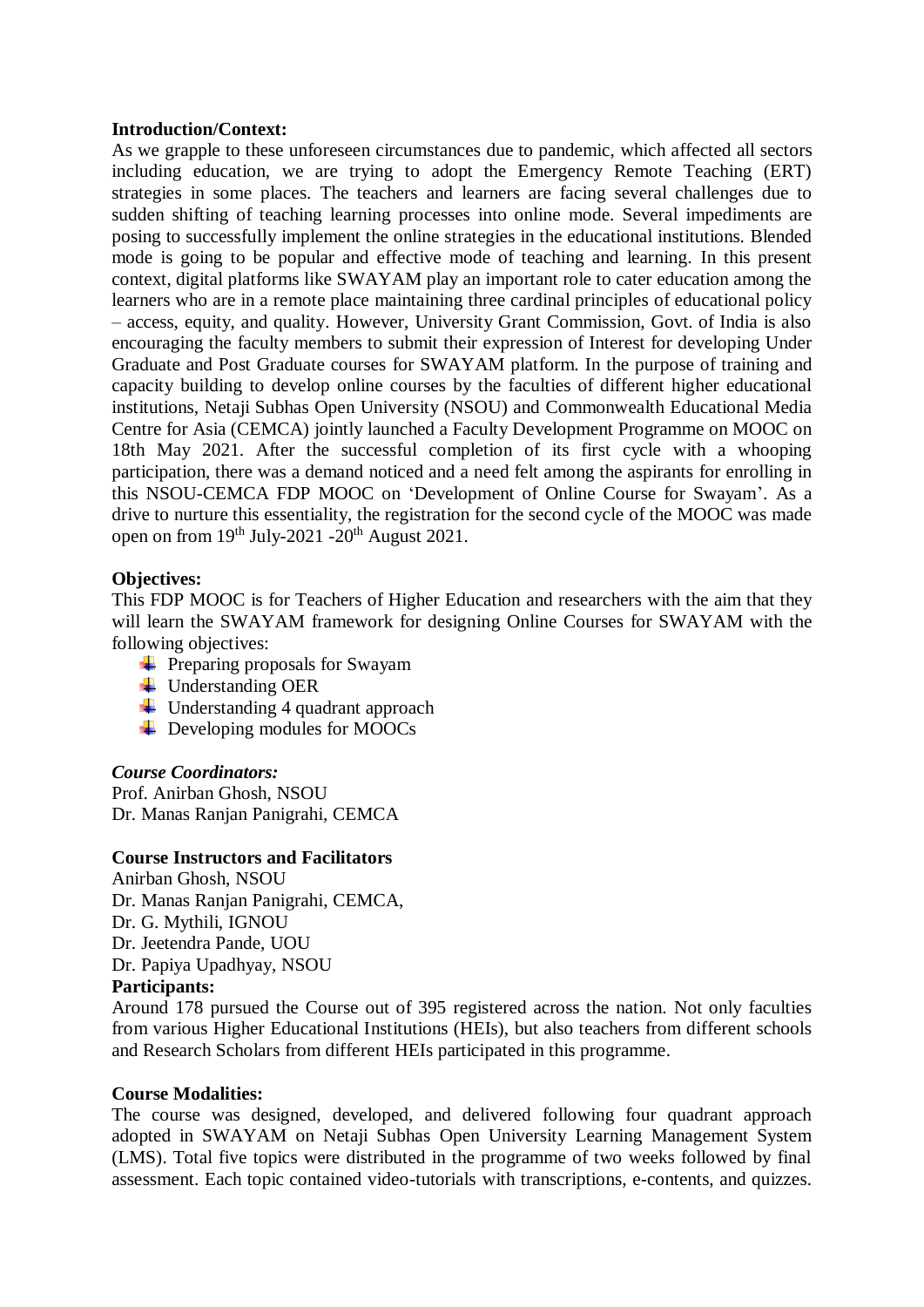**Introduction/Context:**

As we grapple to these unforeseen circumstances due to pandemic, which affected all sectors including education, we are trying to adopt the Emergency Remote Teaching (ERT) strategies in some places. The teachers and learners are facing several challenges due to sudden shifting of teaching learning processes into online mode. Several impediments are posing to successfully implement the online strategies in the educational institutions. Blended mode is going to be popular and effective mode of teaching and learning. In this present context, digital platforms like SWAYAM play an important role to cater education among the learners who are in a remote place maintaining three cardinal principles of educational policy – access, equity, and quality. However, University Grant Commission, Govt. of India is also encouraging the faculty members to submit their expression of Interest for developing Under Graduate and Post Graduate courses for SWAYAM platform. In the purpose of training and capacity building to develop online courses by the faculties of different higher educational institutions, Netaji Subhas Open University (NSOU) and Commonwealth Educational Media Centre for Asia (CEMCA) jointly launched a Faculty Development Programme on MOOC on 18th May 2021. After the successful completion of its first cycle with a whooping participation, there was a demand noticed and a need felt among the aspirants for enrolling in this NSOU-CEMCA FDP MOOC on 'Development of Online Course for Swayam'. As a drive to nurture this essentiality, the registration for the second cycle of the MOOC was made open on from 19th July-2021 -20th August 2021.

**Objectives:**

This FDP MOOC is for Teachers of Higher Education and researchers with the aim that they will learn the SWAYAM framework for designing Online Courses for SWAYAM with the following objectives:

- Preparing proposals for Swayam
- Understanding OER
- Understanding 4 quadrant approach
- Developing modules for MOOCs

***Course Coordinators:***

Prof. Anirban Ghosh, NSOU
Dr. Manas Ranjan Panigrahi, CEMCA

**Course Instructors and Facilitators**

Anirban Ghosh, NSOU
Dr. Manas Ranjan Panigrahi, CEMCA,
Dr. G. Mythili, IGNOU
Dr. Jeetendra Pande, UOU
Dr. Papiya Upadhyay, NSOU

**Participants:**

Around 178 pursued the Course out of 395 registered across the nation. Not only faculties from various Higher Educational Institutions (HEIs), but also teachers from different schools and Research Scholars from different HEIs participated in this programme.

**Course Modalities:**

The course was designed, developed, and delivered following four quadrant approach adopted in SWAYAM on Netaji Subhas Open University Learning Management System (LMS). Total five topics were distributed in the programme of two weeks followed by final assessment. Each topic contained video-tutorials with transcriptions, e-contents, and quizzes.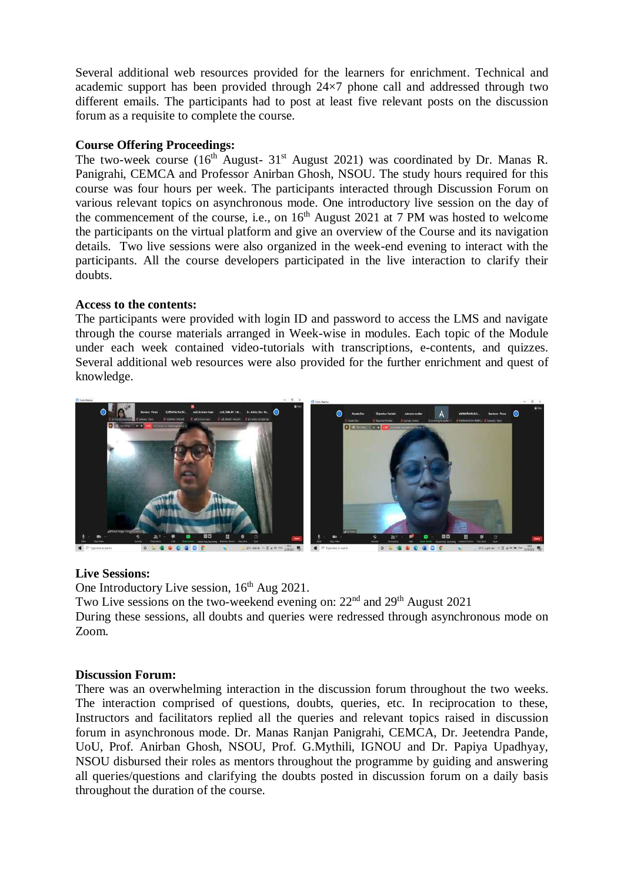Several additional web resources provided for the learners for enrichment. Technical and academic support has been provided through 24×7 phone call and addressed through two different emails. The participants had to post at least five relevant posts on the discussion forum as a requisite to complete the course.

**Course Offering Proceedings:**

The two-week course (16th August- 31st August 2021) was coordinated by Dr. Manas R. Panigrahi, CEMCA and Professor Anirban Ghosh, NSOU. The study hours required for this course was four hours per week. The participants interacted through Discussion Forum on various relevant topics on asynchronous mode. One introductory live session on the day of the commencement of the course, i.e., on 16th August 2021 at 7 PM was hosted to welcome the participants on the virtual platform and give an overview of the Course and its navigation details. Two live sessions were also organized in the week-end evening to interact with the participants. All the course developers participated in the live interaction to clarify their doubts.

**Access to the contents:**

The participants were provided with login ID and password to access the LMS and navigate through the course materials arranged in Week-wise in modules. Each topic of the Module under each week contained video-tutorials with transcriptions, e-contents, and quizzes. Several additional web resources were also provided for the further enrichment and quest of knowledge.

**Live Sessions:**

One Introductory Live session, 16th Aug 2021.

Two Live sessions on the two-weekend evening on: 22nd and 29th August 2021

During these sessions, all doubts and queries were redressed through asynchronous mode on Zoom.

**Discussion Forum:**

There was an overwhelming interaction in the discussion forum throughout the two weeks. The interaction comprised of questions, doubts, queries, etc. In reciprocation to these, Instructors and facilitators replied all the queries and relevant topics raised in discussion forum in asynchronous mode. Dr. Manas Ranjan Panigrahi, CEMCA, Dr. Jeetendra Pande, UoU, Prof. Anirban Ghosh, NSOU, Prof. G.Mythili, IGNOU and Dr. Papiya Upadhyay, NSOU disbursed their roles as mentors throughout the programme by guiding and answering all queries/questions and clarifying the doubts posted in discussion forum on a daily basis throughout the duration of the course.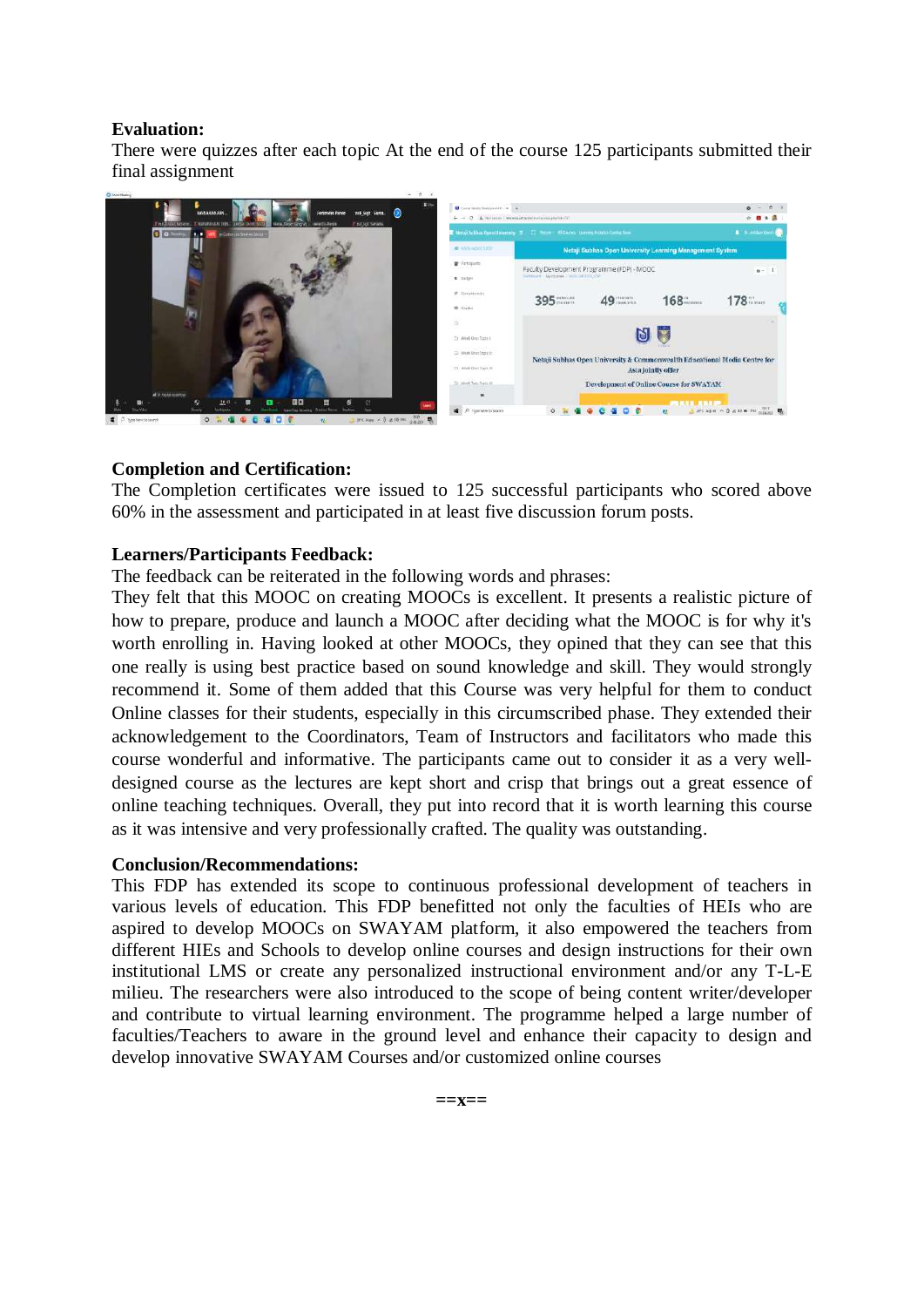**Evaluation:**

There were quizzes after each topic At the end of the course 125 participants submitted their final assignment

**Completion and Certification:**

The Completion certificates were issued to 125 successful participants who scored above 60% in the assessment and participated in at least five discussion forum posts.

**Learners/Participants Feedback:**

The feedback can be reiterated in the following words and phrases:

They felt that this MOOC on creating MOOCs is excellent. It presents a realistic picture of how to prepare, produce and launch a MOOC after deciding what the MOOC is for why it's worth enrolling in. Having looked at other MOOCs, they opined that they can see that this one really is using best practice based on sound knowledge and skill. They would strongly recommend it. Some of them added that this Course was very helpful for them to conduct Online classes for their students, especially in this circumscribed phase. They extended their acknowledgement to the Coordinators, Team of Instructors and facilitators who made this course wonderful and informative. The participants came out to consider it as a very well-designed course as the lectures are kept short and crisp that brings out a great essence of online teaching techniques. Overall, they put into record that it is worth learning this course as it was intensive and very professionally crafted. The quality was outstanding.

**Conclusion/Recommendations:**

This FDP has extended its scope to continuous professional development of teachers in various levels of education. This FDP benefitted not only the faculties of HEIs who are aspired to develop MOOCs on SWAYAM platform, it also empowered the teachers from different HIEs and Schools to develop online courses and design instructions for their own institutional LMS or create any personalized instructional environment and/or any T-L-E milieu. The researchers were also introduced to the scope of being content writer/developer and contribute to virtual learning environment. The programme helped a large number of faculties/Teachers to aware in the ground level and enhance their capacity to design and develop innovative SWAYAM Courses and/or customized online courses

**==x==**